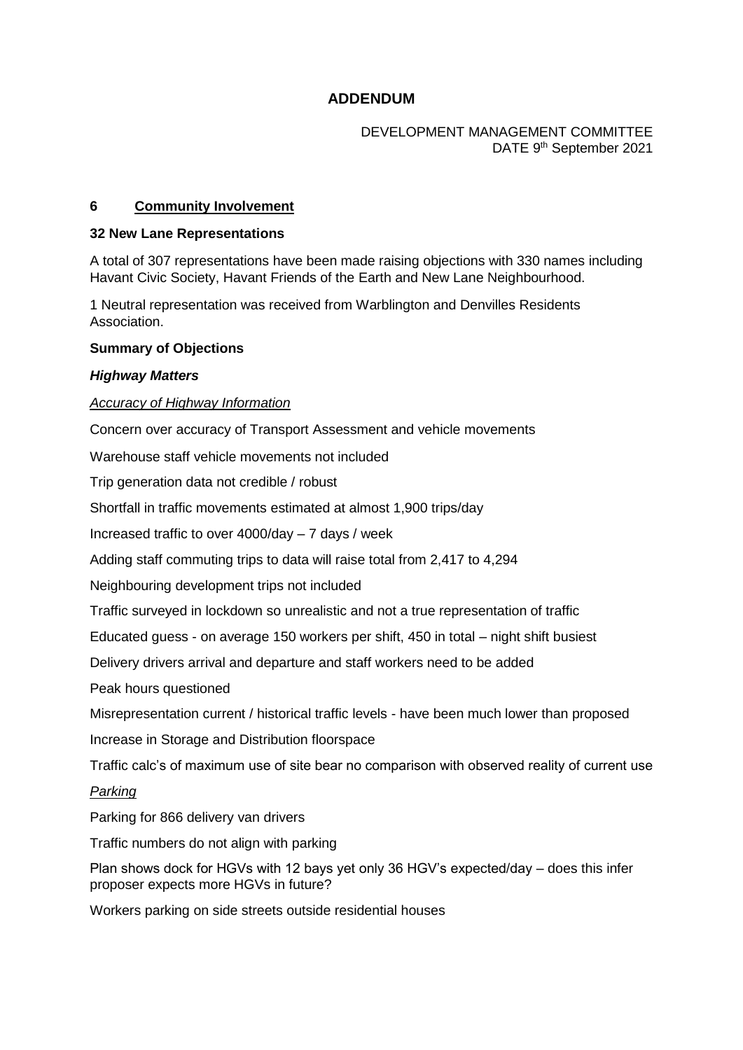# ADDENDUM

DEVELOPMENT MANAGEMENT COMMITTEE
DATE 9th September 2021

## 6 Community Involvement

### 32 New Lane Representations

A total of 307 representations have been made raising objections with 330 names including Havant Civic Society, Havant Friends of the Earth and New Lane Neighbourhood.

1 Neutral representation was received from Warblington and Denvilles Residents Association.

**Summary of Objections**

***Highway Matters***

*Accuracy of Highway Information*

Concern over accuracy of Transport Assessment and vehicle movements

Warehouse staff vehicle movements not included

Trip generation data not credible / robust

Shortfall in traffic movements estimated at almost 1,900 trips/day

Increased traffic to over 4000/day – 7 days / week

Adding staff commuting trips to data will raise total from 2,417 to 4,294

Neighbouring development trips not included

Traffic surveyed in lockdown so unrealistic and not a true representation of traffic

Educated guess - on average 150 workers per shift, 450 in total – night shift busiest

Delivery drivers arrival and departure and staff workers need to be added

Peak hours questioned

Misrepresentation current / historical traffic levels - have been much lower than proposed

Increase in Storage and Distribution floorspace

Traffic calc's of maximum use of site bear no comparison with observed reality of current use

*Parking*

Parking for 866 delivery van drivers

Traffic numbers do not align with parking

Plan shows dock for HGVs with 12 bays yet only 36 HGV's expected/day – does this infer proposer expects more HGVs in future?

Workers parking on side streets outside residential houses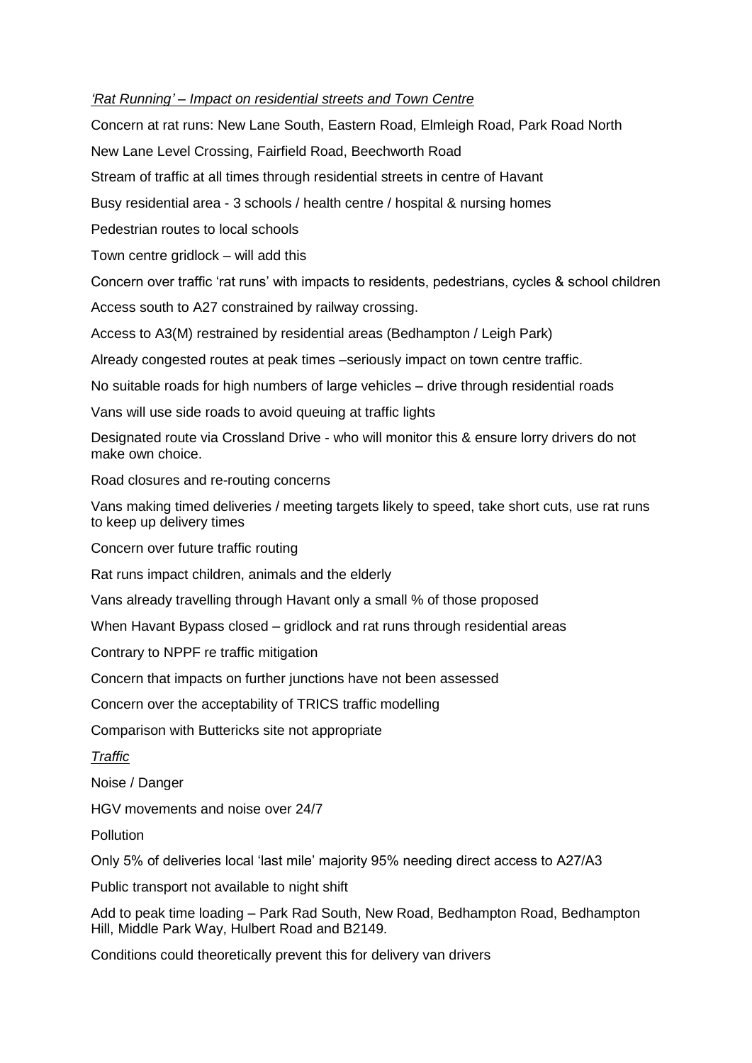*'Rat Running' – Impact on residential streets and Town Centre*

Concern at rat runs: New Lane South, Eastern Road, Elmleigh Road, Park Road North

New Lane Level Crossing, Fairfield Road, Beechworth Road

Stream of traffic at all times through residential streets in centre of Havant

Busy residential area - 3 schools / health centre / hospital & nursing homes

Pedestrian routes to local schools

Town centre gridlock – will add this

Concern over traffic 'rat runs' with impacts to residents, pedestrians, cycles & school children

Access south to A27 constrained by railway crossing.

Access to A3(M) restrained by residential areas (Bedhampton / Leigh Park)

Already congested routes at peak times –seriously impact on town centre traffic.

No suitable roads for high numbers of large vehicles – drive through residential roads

Vans will use side roads to avoid queuing at traffic lights

Designated route via Crossland Drive - who will monitor this & ensure lorry drivers do not make own choice.

Road closures and re-routing concerns

Vans making timed deliveries / meeting targets likely to speed, take short cuts, use rat runs to keep up delivery times

Concern over future traffic routing

Rat runs impact children, animals and the elderly

Vans already travelling through Havant only a small % of those proposed

When Havant Bypass closed – gridlock and rat runs through residential areas

Contrary to NPPF re traffic mitigation

Concern that impacts on further junctions have not been assessed

Concern over the acceptability of TRICS traffic modelling

Comparison with Buttericks site not appropriate

*Traffic*

Noise / Danger

HGV movements and noise over 24/7

Pollution

Only 5% of deliveries local 'last mile' majority 95% needing direct access to A27/A3

Public transport not available to night shift

Add to peak time loading – Park Rad South, New Road, Bedhampton Road, Bedhampton Hill, Middle Park Way, Hulbert Road and B2149.

Conditions could theoretically prevent this for delivery van drivers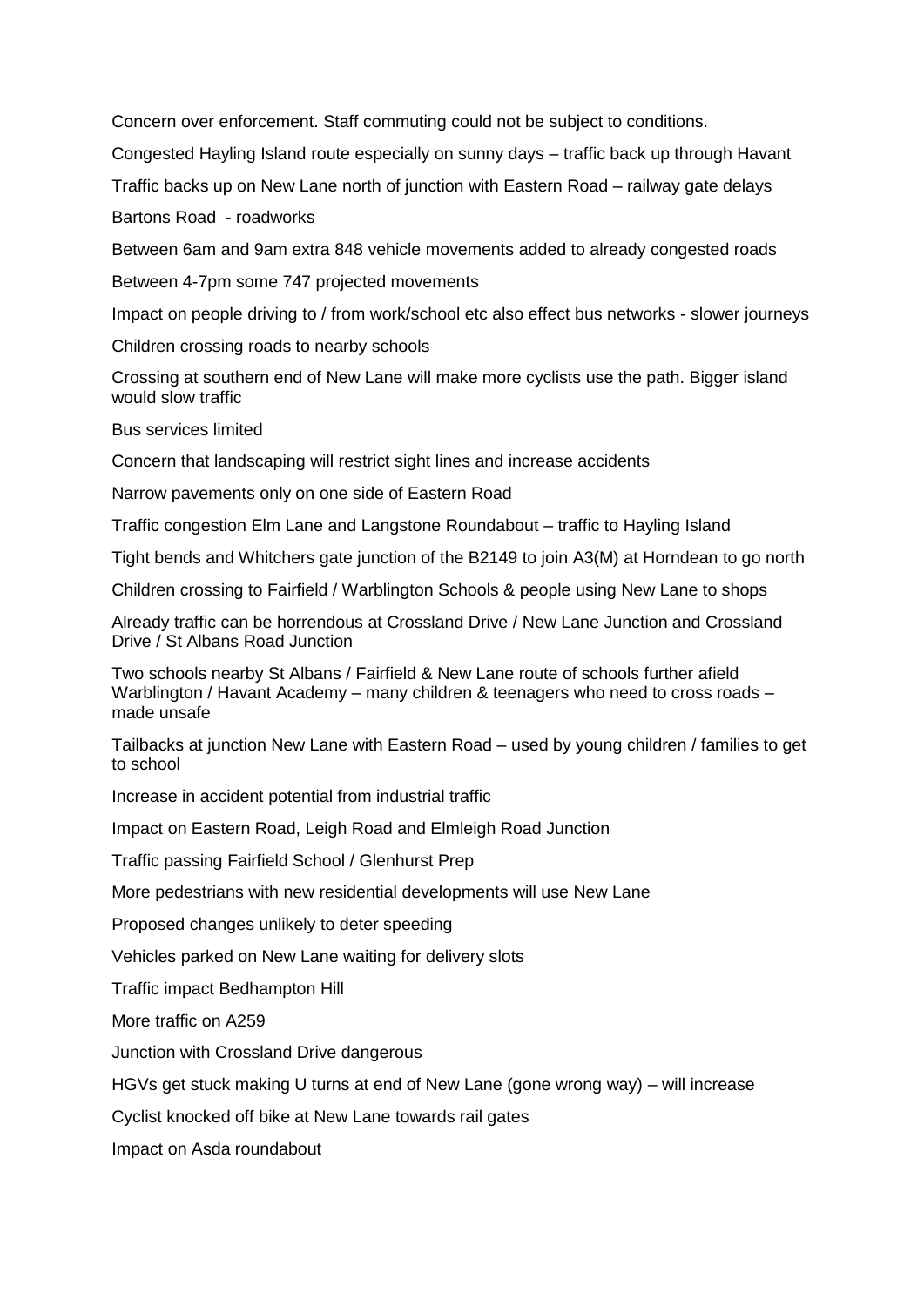Concern over enforcement. Staff commuting could not be subject to conditions.

Congested Hayling Island route especially on sunny days – traffic back up through Havant

Traffic backs up on New Lane north of junction with Eastern Road – railway gate delays

Bartons Road - roadworks

Between 6am and 9am extra 848 vehicle movements added to already congested roads

Between 4-7pm some 747 projected movements

Impact on people driving to / from work/school etc also effect bus networks - slower journeys

Children crossing roads to nearby schools

Crossing at southern end of New Lane will make more cyclists use the path. Bigger island would slow traffic

Bus services limited

Concern that landscaping will restrict sight lines and increase accidents

Narrow pavements only on one side of Eastern Road

Traffic congestion Elm Lane and Langstone Roundabout – traffic to Hayling Island

Tight bends and Whitchers gate junction of the B2149 to join A3(M) at Horndean to go north

Children crossing to Fairfield / Warblington Schools & people using New Lane to shops

Already traffic can be horrendous at Crossland Drive / New Lane Junction and Crossland Drive / St Albans Road Junction

Two schools nearby St Albans / Fairfield & New Lane route of schools further afield Warblington / Havant Academy – many children & teenagers who need to cross roads – made unsafe

Tailbacks at junction New Lane with Eastern Road – used by young children / families to get to school

Increase in accident potential from industrial traffic

Impact on Eastern Road, Leigh Road and Elmleigh Road Junction

Traffic passing Fairfield School / Glenhurst Prep

More pedestrians with new residential developments will use New Lane

Proposed changes unlikely to deter speeding

Vehicles parked on New Lane waiting for delivery slots

Traffic impact Bedhampton Hill

More traffic on A259

Junction with Crossland Drive dangerous

HGVs get stuck making U turns at end of New Lane (gone wrong way) – will increase

Cyclist knocked off bike at New Lane towards rail gates

Impact on Asda roundabout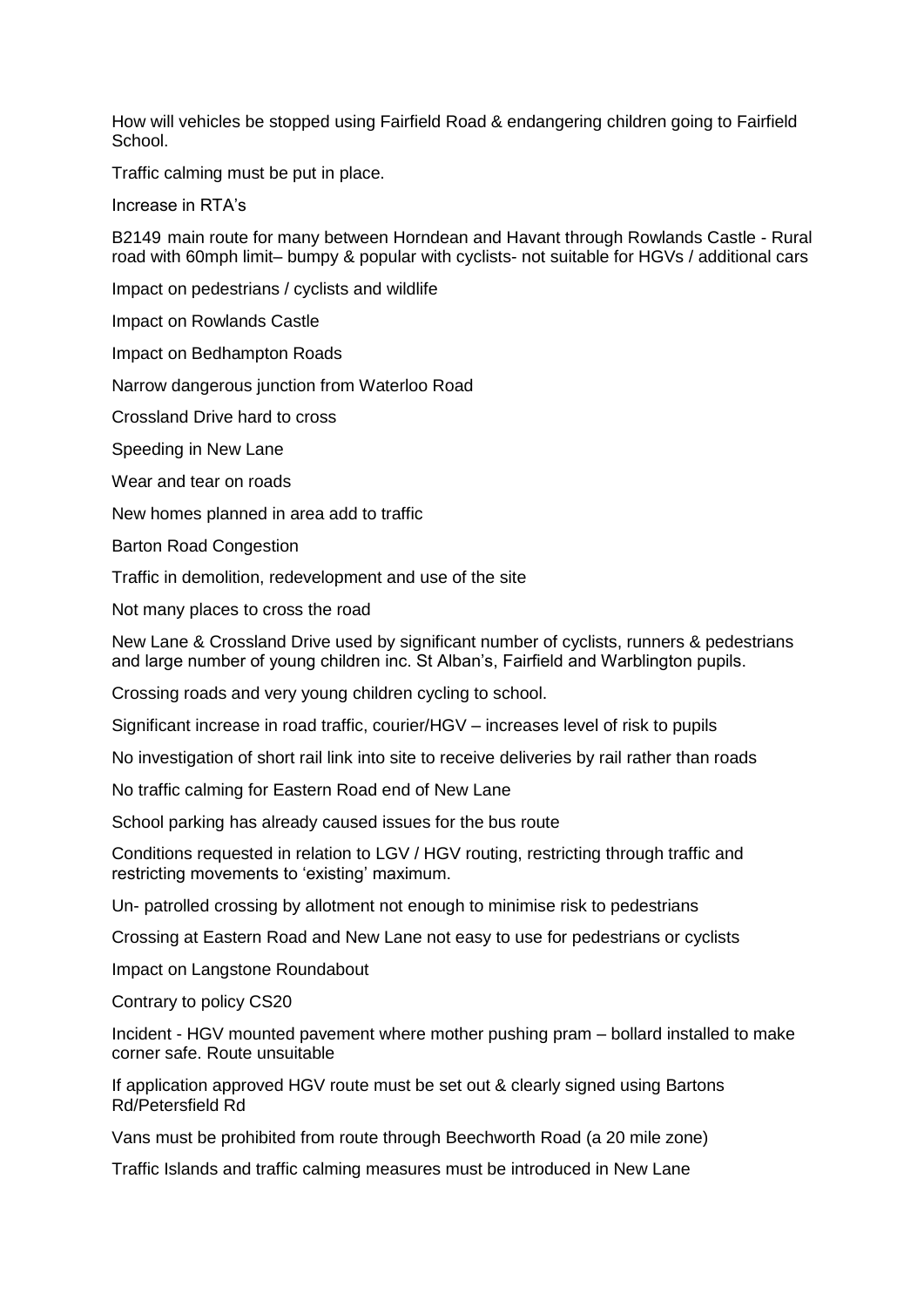How will vehicles be stopped using Fairfield Road & endangering children going to Fairfield School.

Traffic calming must be put in place.

Increase in RTA's

B2149 main route for many between Horndean and Havant through Rowlands Castle - Rural road with 60mph limit– bumpy & popular with cyclists- not suitable for HGVs / additional cars

Impact on pedestrians / cyclists and wildlife

Impact on Rowlands Castle

Impact on Bedhampton Roads

Narrow dangerous junction from Waterloo Road

Crossland Drive hard to cross

Speeding in New Lane

Wear and tear on roads

New homes planned in area add to traffic

Barton Road Congestion

Traffic in demolition, redevelopment and use of the site

Not many places to cross the road

New Lane & Crossland Drive used by significant number of cyclists, runners & pedestrians and large number of young children inc. St Alban's, Fairfield and Warblington pupils.

Crossing roads and very young children cycling to school.

Significant increase in road traffic, courier/HGV – increases level of risk to pupils

No investigation of short rail link into site to receive deliveries by rail rather than roads

No traffic calming for Eastern Road end of New Lane

School parking has already caused issues for the bus route

Conditions requested in relation to LGV / HGV routing, restricting through traffic and restricting movements to 'existing' maximum.

Un- patrolled crossing by allotment not enough to minimise risk to pedestrians

Crossing at Eastern Road and New Lane not easy to use for pedestrians or cyclists

Impact on Langstone Roundabout

Contrary to policy CS20

Incident - HGV mounted pavement where mother pushing pram – bollard installed to make corner safe. Route unsuitable

If application approved HGV route must be set out & clearly signed using Bartons Rd/Petersfield Rd

Vans must be prohibited from route through Beechworth Road (a 20 mile zone)

Traffic Islands and traffic calming measures must be introduced in New Lane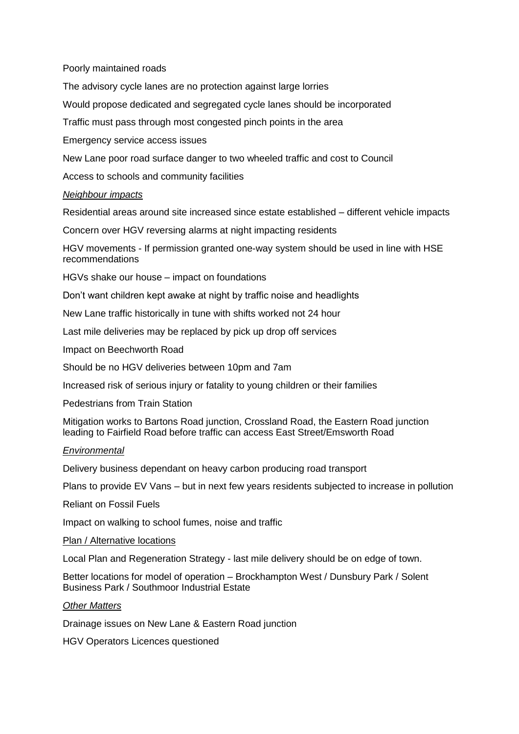Poorly maintained roads

The advisory cycle lanes are no protection against large lorries

Would propose dedicated and segregated cycle lanes should be incorporated

Traffic must pass through most congested pinch points in the area

Emergency service access issues

New Lane poor road surface danger to two wheeled traffic and cost to Council

Access to schools and community facilities

*Neighbour impacts*

Residential areas around site increased since estate established – different vehicle impacts

Concern over HGV reversing alarms at night impacting residents

HGV movements - If permission granted one-way system should be used in line with HSE recommendations

HGVs shake our house – impact on foundations

Don't want children kept awake at night by traffic noise and headlights

New Lane traffic historically in tune with shifts worked not 24 hour

Last mile deliveries may be replaced by pick up drop off services

Impact on Beechworth Road

Should be no HGV deliveries between 10pm and 7am

Increased risk of serious injury or fatality to young children or their families

Pedestrians from Train Station

Mitigation works to Bartons Road junction, Crossland Road, the Eastern Road junction leading to Fairfield Road before traffic can access East Street/Emsworth Road

*Environmental*

Delivery business dependant on heavy carbon producing road transport

Plans to provide EV Vans – but in next few years residents subjected to increase in pollution

Reliant on Fossil Fuels

Impact on walking to school fumes, noise and traffic

Plan / Alternative locations

Local Plan and Regeneration Strategy - last mile delivery should be on edge of town.

Better locations for model of operation – Brockhampton West / Dunsbury Park / Solent Business Park / Southmoor Industrial Estate

*Other Matters*

Drainage issues on New Lane & Eastern Road junction

HGV Operators Licences questioned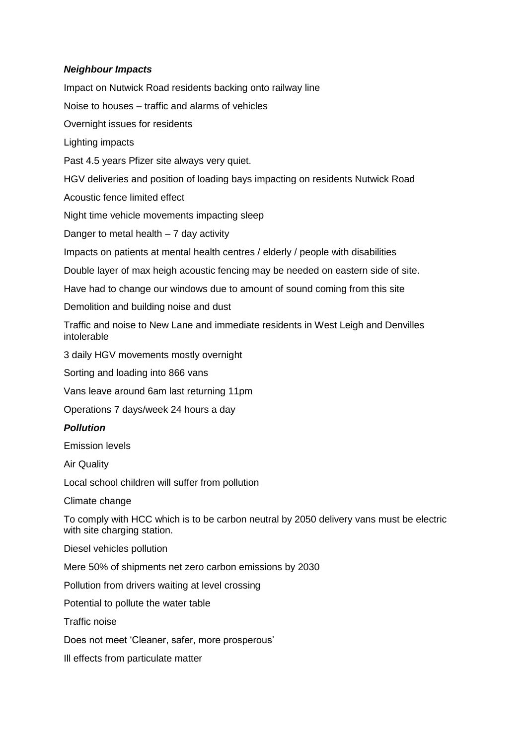***Neighbour Impacts***

Impact on Nutwick Road residents backing onto railway line

Noise to houses – traffic and alarms of vehicles

Overnight issues for residents

Lighting impacts

Past 4.5 years Pfizer site always very quiet.

HGV deliveries and position of loading bays impacting on residents Nutwick Road

Acoustic fence limited effect

Night time vehicle movements impacting sleep

Danger to metal health – 7 day activity

Impacts on patients at mental health centres / elderly / people with disabilities

Double layer of max heigh acoustic fencing may be needed on eastern side of site.

Have had to change our windows due to amount of sound coming from this site

Demolition and building noise and dust

Traffic and noise to New Lane and immediate residents in West Leigh and Denvilles intolerable

3 daily HGV movements mostly overnight

Sorting and loading into 866 vans

Vans leave around 6am last returning 11pm

Operations 7 days/week 24 hours a day

***Pollution***

Emission levels

Air Quality

Local school children will suffer from pollution

Climate change

To comply with HCC which is to be carbon neutral by 2050 delivery vans must be electric with site charging station.

Diesel vehicles pollution

Mere 50% of shipments net zero carbon emissions by 2030

Pollution from drivers waiting at level crossing

Potential to pollute the water table

Traffic noise

Does not meet 'Cleaner, safer, more prosperous'

Ill effects from particulate matter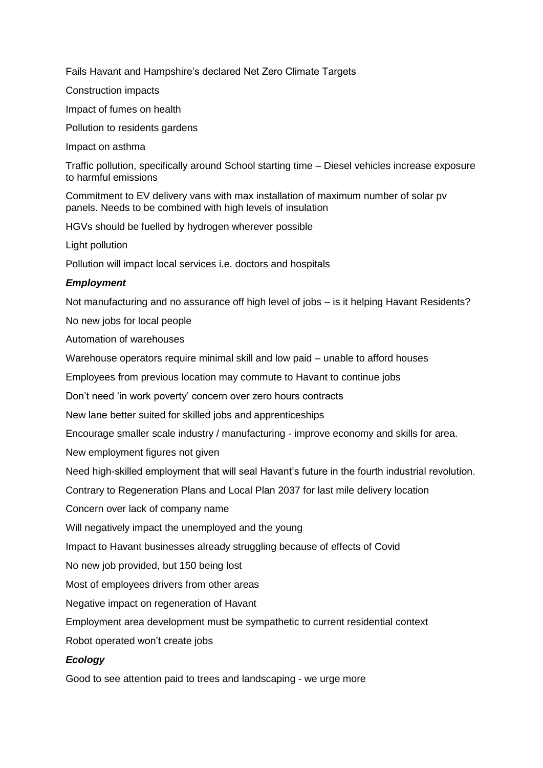Fails Havant and Hampshire's declared Net Zero Climate Targets

Construction impacts

Impact of fumes on health

Pollution to residents gardens

Impact on asthma

Traffic pollution, specifically around School starting time – Diesel vehicles increase exposure to harmful emissions

Commitment to EV delivery vans with max installation of maximum number of solar pv panels. Needs to be combined with high levels of insulation

HGVs should be fuelled by hydrogen wherever possible

Light pollution

Pollution will impact local services i.e. doctors and hospitals

***Employment***

Not manufacturing and no assurance off high level of jobs – is it helping Havant Residents?

No new jobs for local people

Automation of warehouses

Warehouse operators require minimal skill and low paid – unable to afford houses

Employees from previous location may commute to Havant to continue jobs

Don't need 'in work poverty' concern over zero hours contracts

New lane better suited for skilled jobs and apprenticeships

Encourage smaller scale industry / manufacturing - improve economy and skills for area.

New employment figures not given

Need high-skilled employment that will seal Havant's future in the fourth industrial revolution.

Contrary to Regeneration Plans and Local Plan 2037 for last mile delivery location

Concern over lack of company name

Will negatively impact the unemployed and the young

Impact to Havant businesses already struggling because of effects of Covid

No new job provided, but 150 being lost

Most of employees drivers from other areas

Negative impact on regeneration of Havant

Employment area development must be sympathetic to current residential context

Robot operated won't create jobs

***Ecology***

Good to see attention paid to trees and landscaping - we urge more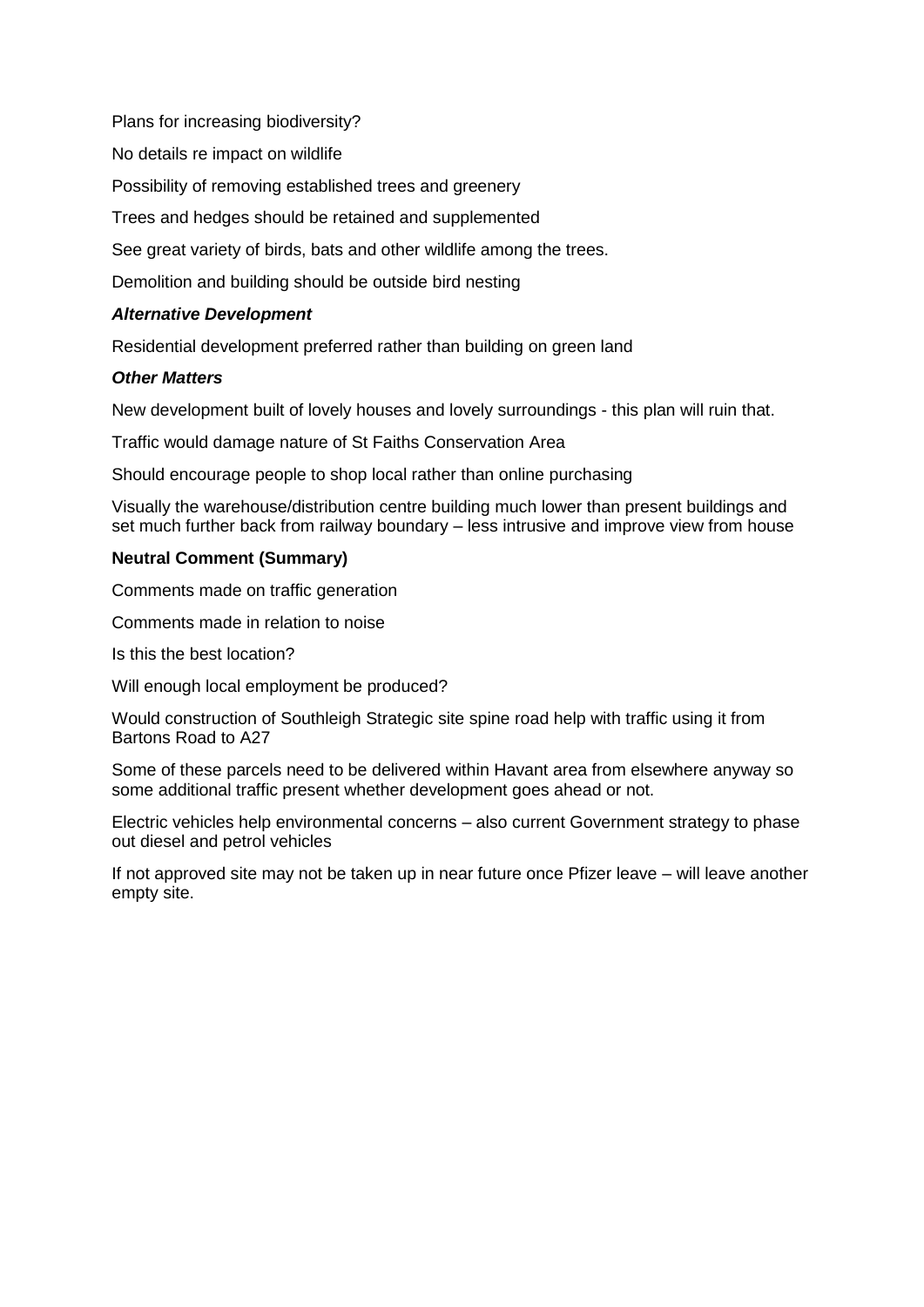Plans for increasing biodiversity?

No details re impact on wildlife

Possibility of removing established trees and greenery

Trees and hedges should be retained and supplemented

See great variety of birds, bats and other wildlife among the trees.

Demolition and building should be outside bird nesting

***Alternative Development***

Residential development preferred rather than building on green land

***Other Matters***

New development built of lovely houses and lovely surroundings - this plan will ruin that.

Traffic would damage nature of St Faiths Conservation Area

Should encourage people to shop local rather than online purchasing

Visually the warehouse/distribution centre building much lower than present buildings and set much further back from railway boundary – less intrusive and improve view from house

**Neutral Comment (Summary)**

Comments made on traffic generation

Comments made in relation to noise

Is this the best location?

Will enough local employment be produced?

Would construction of Southleigh Strategic site spine road help with traffic using it from Bartons Road to A27

Some of these parcels need to be delivered within Havant area from elsewhere anyway so some additional traffic present whether development goes ahead or not.

Electric vehicles help environmental concerns – also current Government strategy to phase out diesel and petrol vehicles

If not approved site may not be taken up in near future once Pfizer leave – will leave another empty site.